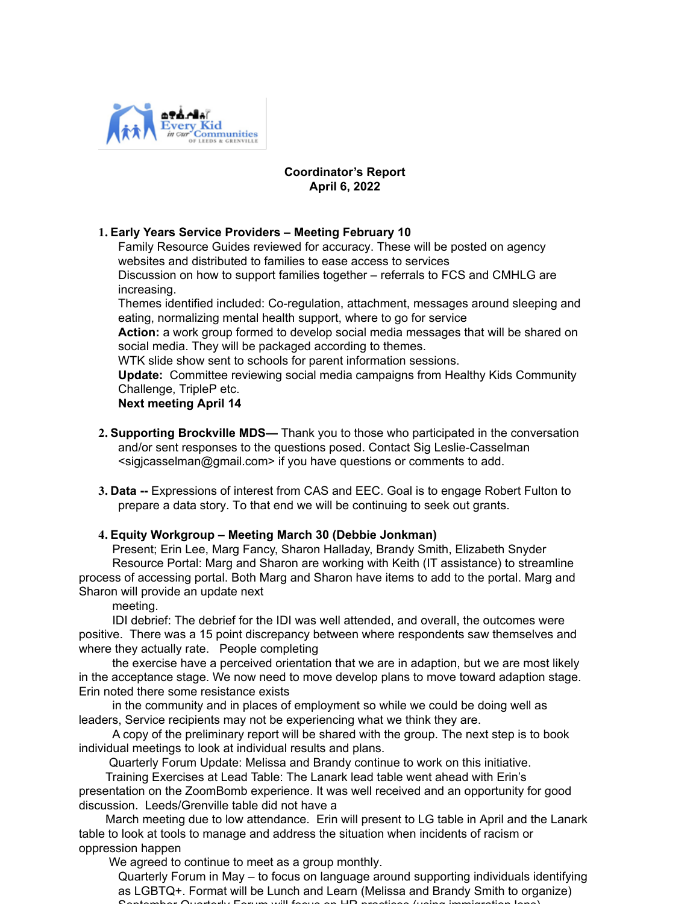**Coordinator's Report**
**April 6, 2022**

1. **Early Years Service Providers – Meeting February 10**
   Family Resource Guides reviewed for accuracy. These will be posted on agency websites and distributed to families to ease access to services
   Discussion on how to support families together – referrals to FCS and CMHLG are increasing.
   Themes identified included: Co-regulation, attachment, messages around sleeping and eating, normalizing mental health support, where to go for service
   **Action:** a work group formed to develop social media messages that will be shared on social media. They will be packaged according to themes.
   WTK slide show sent to schools for parent information sessions.
   **Update:** Committee reviewing social media campaigns from Healthy Kids Community Challenge, TripleP etc.
   **Next meeting April 14**

2. **Supporting Brockville MDS—** Thank you to those who participated in the conversation and/or sent responses to the questions posed. Contact Sig Leslie-Casselman <sigjcasselman@gmail.com> if you have questions or comments to add.

3. **Data --** Expressions of interest from CAS and EEC. Goal is to engage Robert Fulton to prepare a data story. To that end we will be continuing to seek out grants.

4. **Equity Workgroup – Meeting March 30 (Debbie Jonkman)**
   Present; Erin Lee, Marg Fancy, Sharon Halladay, Brandy Smith, Elizabeth Snyder
   Resource Portal: Marg and Sharon are working with Keith (IT assistance) to streamline process of accessing portal. Both Marg and Sharon have items to add to the portal. Marg and Sharon will provide an update next meeting.
   IDI debrief: The debrief for the IDI was well attended, and overall, the outcomes were positive. There was a 15 point discrepancy between where respondents saw themselves and where they actually rate. People completing the exercise have a perceived orientation that we are in adaption, but we are most likely in the acceptance stage. We now need to move develop plans to move toward adaption stage. Erin noted there some resistance exists in the community and in places of employment so while we could be doing well as leaders, Service recipients may not be experiencing what we think they are.
   A copy of the preliminary report will be shared with the group. The next step is to book individual meetings to look at individual results and plans.
   Quarterly Forum Update: Melissa and Brandy continue to work on this initiative.
   Training Exercises at Lead Table: The Lanark lead table went ahead with Erin's presentation on the ZoomBomb experience. It was well received and an opportunity for good discussion. Leeds/Grenville table did not have a March meeting due to low attendance. Erin will present to LG table in April and the Lanark table to look at tools to manage and address the situation when incidents of racism or oppression happen
   We agreed to continue to meet as a group monthly.
   Quarterly Forum in May – to focus on language around supporting individuals identifying as LGBTQ+. Format will be Lunch and Learn (Melissa and Brandy Smith to organize)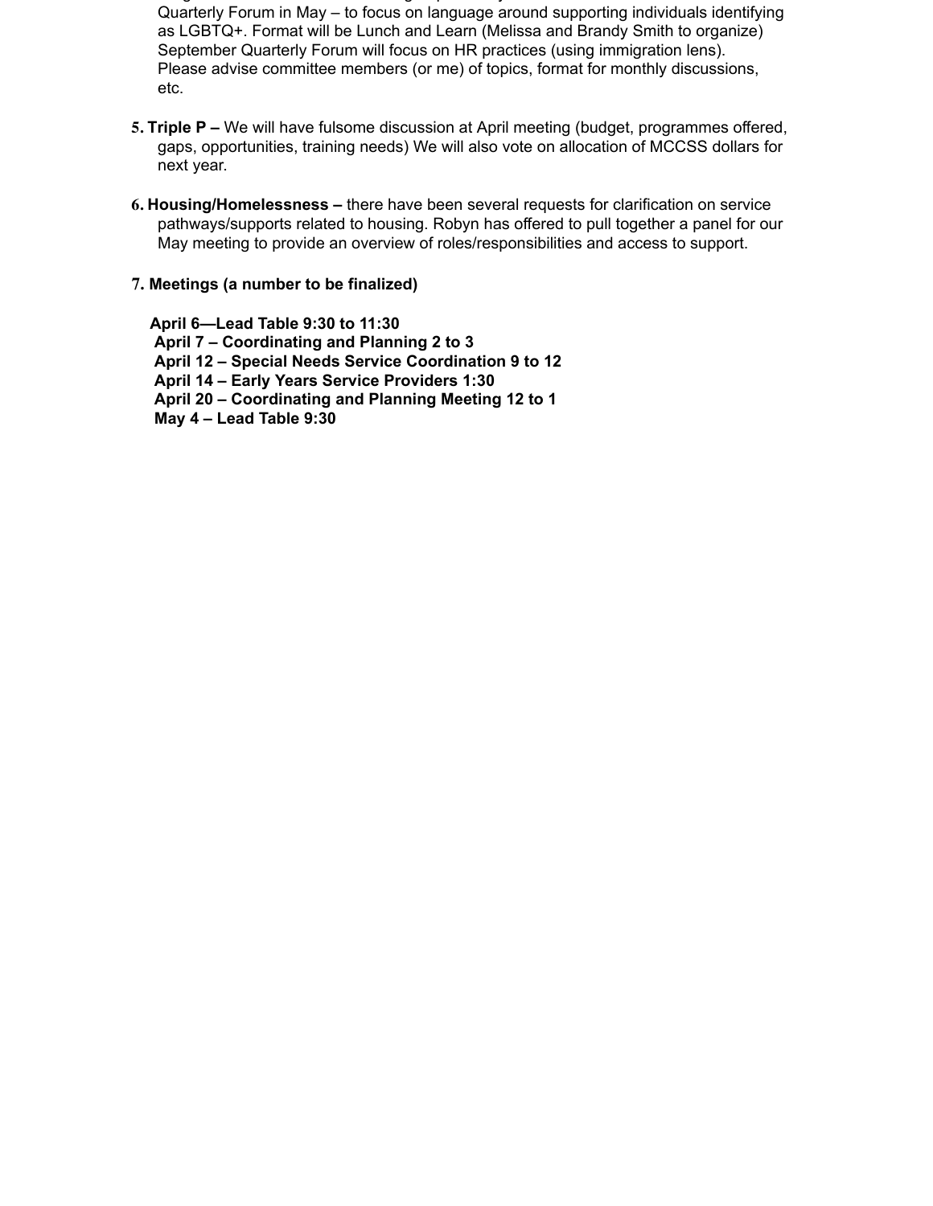Quarterly Forum in May – to focus on language around supporting individuals identifying as LGBTQ+. Format will be Lunch and Learn (Melissa and Brandy Smith to organize) September Quarterly Forum will focus on HR practices (using immigration lens). Please advise committee members (or me) of topics, format for monthly discussions, etc.

5. **Triple P –** We will have fulsome discussion at April meeting (budget, programmes offered, gaps, opportunities, training needs) We will also vote on allocation of MCCSS dollars for next year.

6. **Housing/Homelessness –** there have been several requests for clarification on service pathways/supports related to housing. Robyn has offered to pull together a panel for our May meeting to provide an overview of roles/responsibilities and access to support.

7. **Meetings (a number to be finalized)**

**April 6—Lead Table 9:30 to 11:30**
**April 7 – Coordinating and Planning 2 to 3**
**April 12 – Special Needs Service Coordination 9 to 12**
**April 14 – Early Years Service Providers 1:30**
**April 20 – Coordinating and Planning Meeting 12 to 1**
**May 4 – Lead Table 9:30**